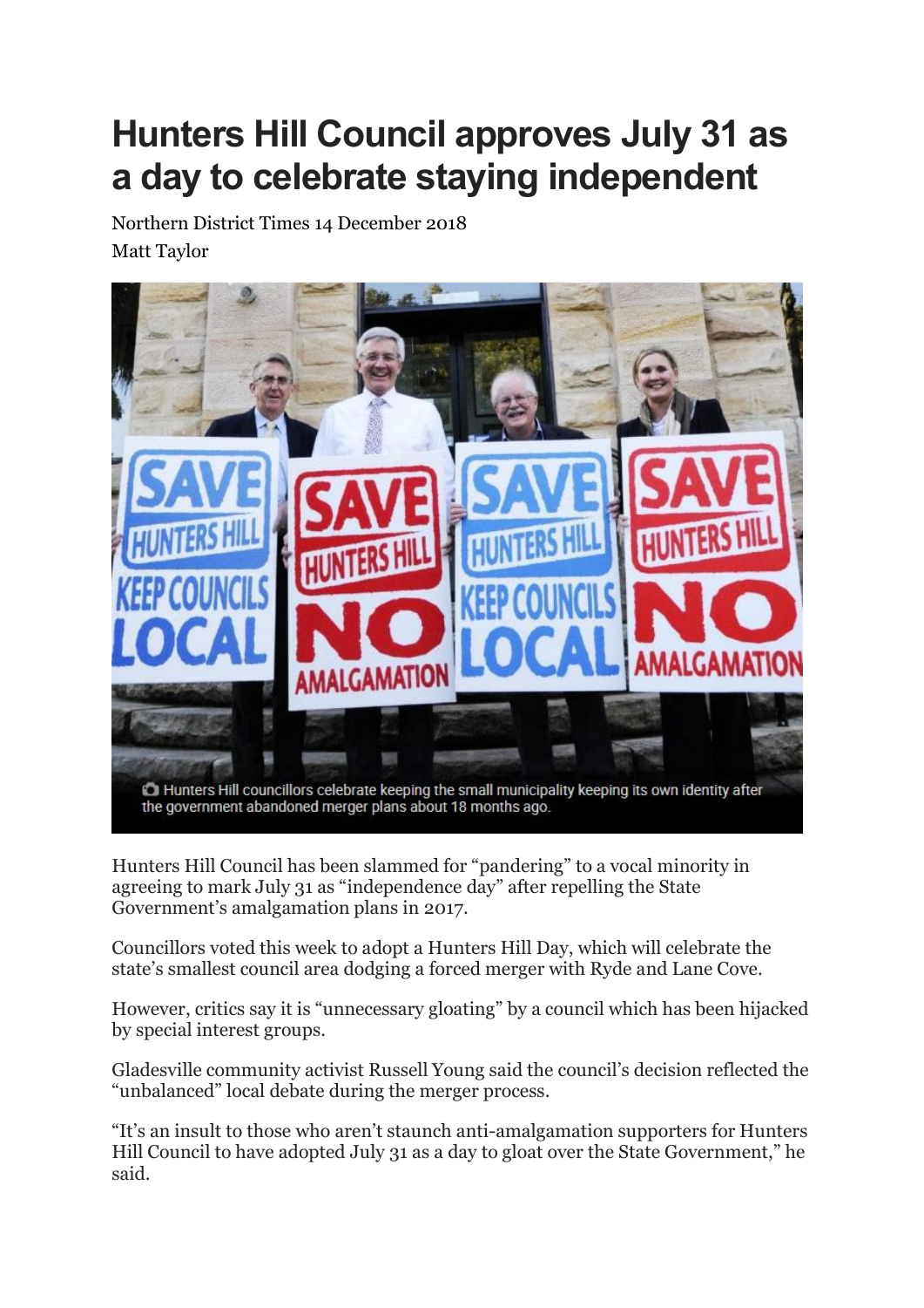# Hunters Hill Council approves July 31 as a day to celebrate staying independent

Northern District Times 14 December 2018

Matt Taylor

Hunters Hill councillors celebrate keeping the small municipality keeping its own identity after the government abandoned merger plans about 18 months ago.

Hunters Hill Council has been slammed for "pandering" to a vocal minority in agreeing to mark July 31 as "independence day" after repelling the State Government's amalgamation plans in 2017.

Councillors voted this week to adopt a Hunters Hill Day, which will celebrate the state's smallest council area dodging a forced merger with Ryde and Lane Cove.

However, critics say it is "unnecessary gloating" by a council which has been hijacked by special interest groups.

Gladesville community activist Russell Young said the council's decision reflected the "unbalanced" local debate during the merger process.

"It's an insult to those who aren't staunch anti-amalgamation supporters for Hunters Hill Council to have adopted July 31 as a day to gloat over the State Government," he said.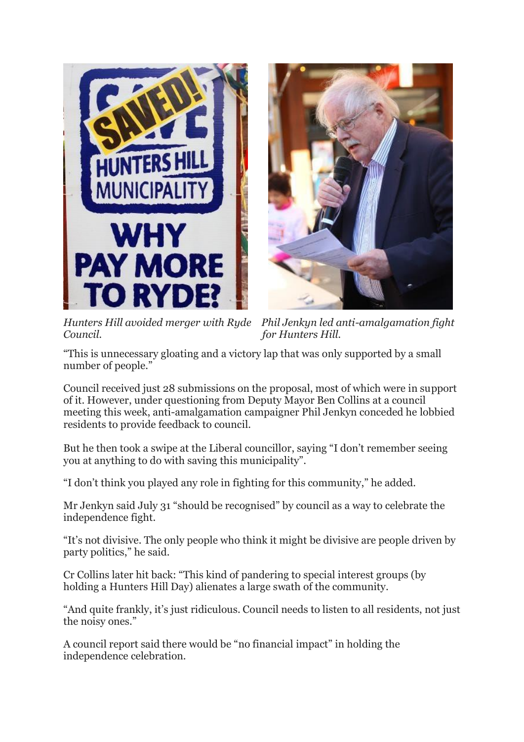*Hunters Hill avoided merger with Ryde Council.*

*Phil Jenkyn led anti-amalgamation fight for Hunters Hill.*

"This is unnecessary gloating and a victory lap that was only supported by a small number of people."

Council received just 28 submissions on the proposal, most of which were in support of it. However, under questioning from Deputy Mayor Ben Collins at a council meeting this week, anti-amalgamation campaigner Phil Jenkyn conceded he lobbied residents to provide feedback to council.

But he then took a swipe at the Liberal councillor, saying "I don't remember seeing you at anything to do with saving this municipality".

"I don't think you played any role in fighting for this community," he added.

Mr Jenkyn said July 31 "should be recognised" by council as a way to celebrate the independence fight.

"It's not divisive. The only people who think it might be divisive are people driven by party politics," he said.

Cr Collins later hit back: "This kind of pandering to special interest groups (by holding a Hunters Hill Day) alienates a large swath of the community.

"And quite frankly, it's just ridiculous. Council needs to listen to all residents, not just the noisy ones."

A council report said there would be "no financial impact" in holding the independence celebration.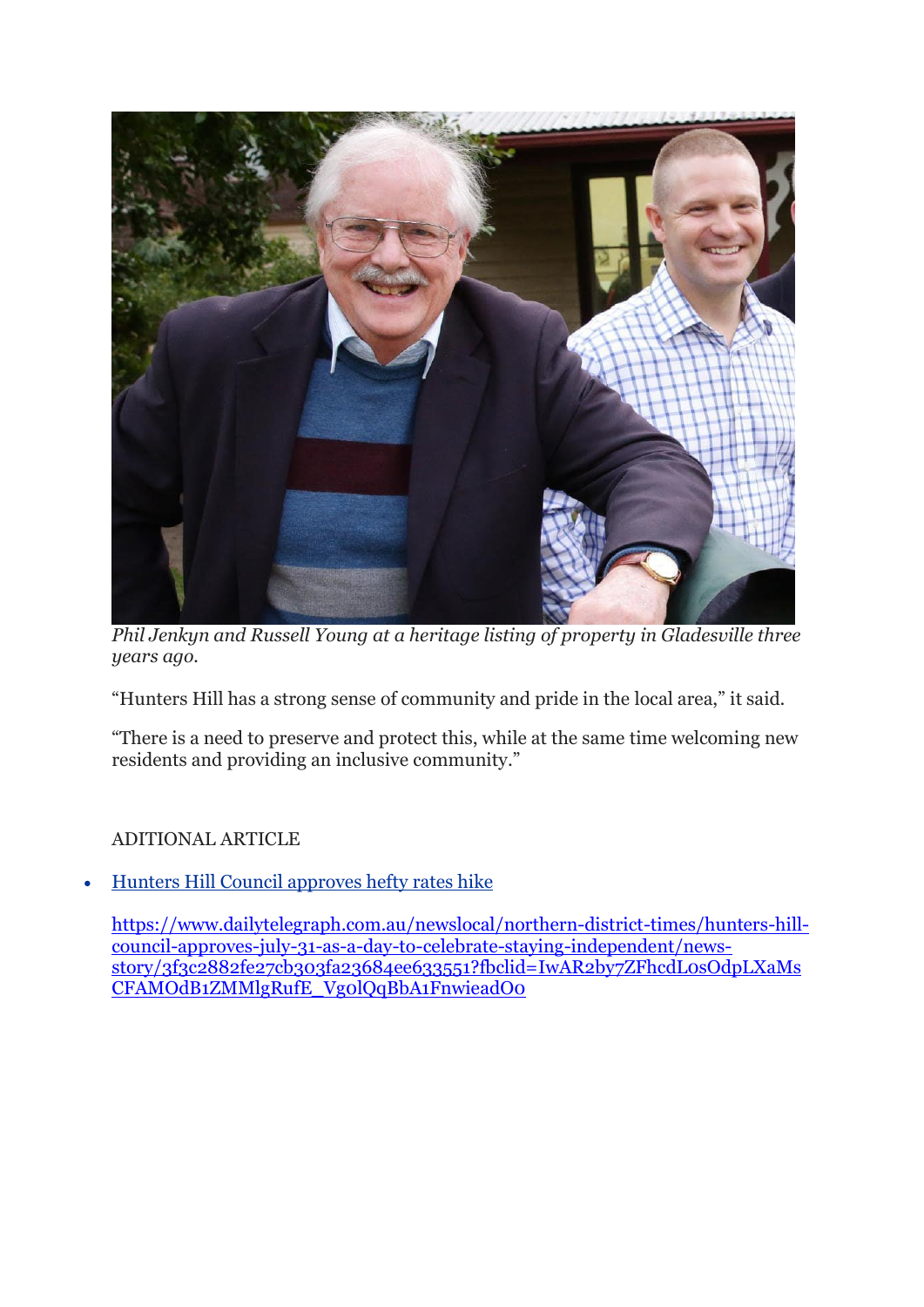*Phil Jenkyn and Russell Young at a heritage listing of property in Gladesville three years ago.*

"Hunters Hill has a strong sense of community and pride in the local area," it said.

"There is a need to preserve and protect this, while at the same time welcoming new residents and providing an inclusive community."

ADITIONAL ARTICLE

- [Hunters Hill Council approves hefty rates hike](https://www.dailytelegraph.com.au/newslocal/northern-district-times/hunters-hill-council-approves-july-31-as-a-day-to-celebrate-staying-independent/news-story/3f3c2882fe27cb303fa23684ee633551?fbclid=IwAR2by7ZFhcdL0sOdpLXaMsCFAMOdB1ZMMlgRufE_Vg0lQqBbA1FnwieadOo)

  https://www.dailytelegraph.com.au/newslocal/northern-district-times/hunters-hill-council-approves-july-31-as-a-day-to-celebrate-staying-independent/news-story/3f3c2882fe27cb303fa23684ee633551?fbclid=IwAR2by7ZFhcdL0sOdpLXaMsCFAMOdB1ZMMlgRufE_Vg0lQqBbA1FnwieadOo